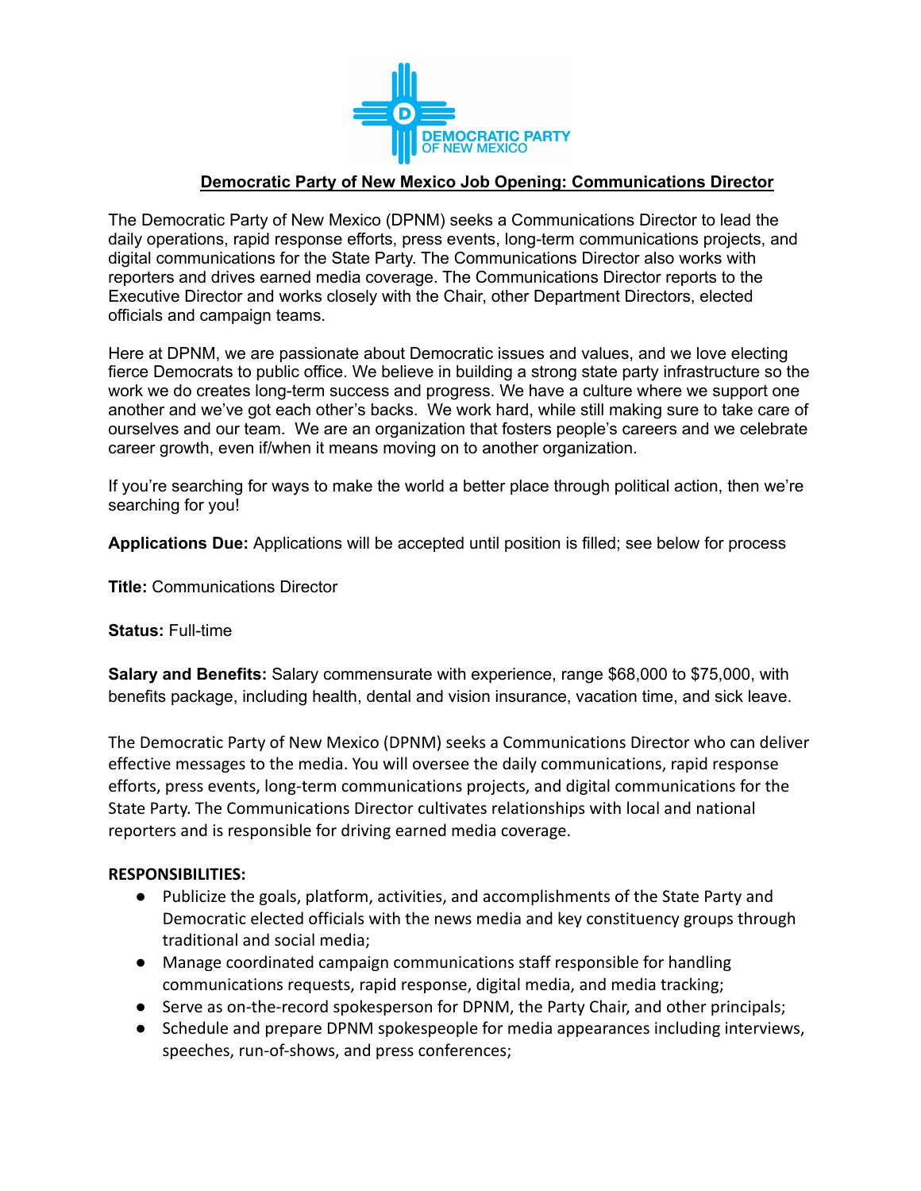DEMOCRATIC PARTY OF NEW MEXICO

# Democratic Party of New Mexico Job Opening: Communications Director

The Democratic Party of New Mexico (DPNM) seeks a Communications Director to lead the daily operations, rapid response efforts, press events, long-term communications projects, and digital communications for the State Party. The Communications Director also works with reporters and drives earned media coverage. The Communications Director reports to the Executive Director and works closely with the Chair, other Department Directors, elected officials and campaign teams.

Here at DPNM, we are passionate about Democratic issues and values, and we love electing fierce Democrats to public office. We believe in building a strong state party infrastructure so the work we do creates long-term success and progress. We have a culture where we support one another and we've got each other's backs. We work hard, while still making sure to take care of ourselves and our team. We are an organization that fosters people's careers and we celebrate career growth, even if/when it means moving on to another organization.

If you're searching for ways to make the world a better place through political action, then we're searching for you!

**Applications Due:** Applications will be accepted until position is filled; see below for process

**Title:** Communications Director

**Status:** Full-time

**Salary and Benefits:** Salary commensurate with experience, range $68,000 to $75,000, with benefits package, including health, dental and vision insurance, vacation time, and sick leave.

The Democratic Party of New Mexico (DPNM) seeks a Communications Director who can deliver effective messages to the media. You will oversee the daily communications, rapid response efforts, press events, long-term communications projects, and digital communications for the State Party. The Communications Director cultivates relationships with local and national reporters and is responsible for driving earned media coverage.

**RESPONSIBILITIES:**

- Publicize the goals, platform, activities, and accomplishments of the State Party and Democratic elected officials with the news media and key constituency groups through traditional and social media;
- Manage coordinated campaign communications staff responsible for handling communications requests, rapid response, digital media, and media tracking;
- Serve as on-the-record spokesperson for DPNM, the Party Chair, and other principals;
- Schedule and prepare DPNM spokespeople for media appearances including interviews, speeches, run-of-shows, and press conferences;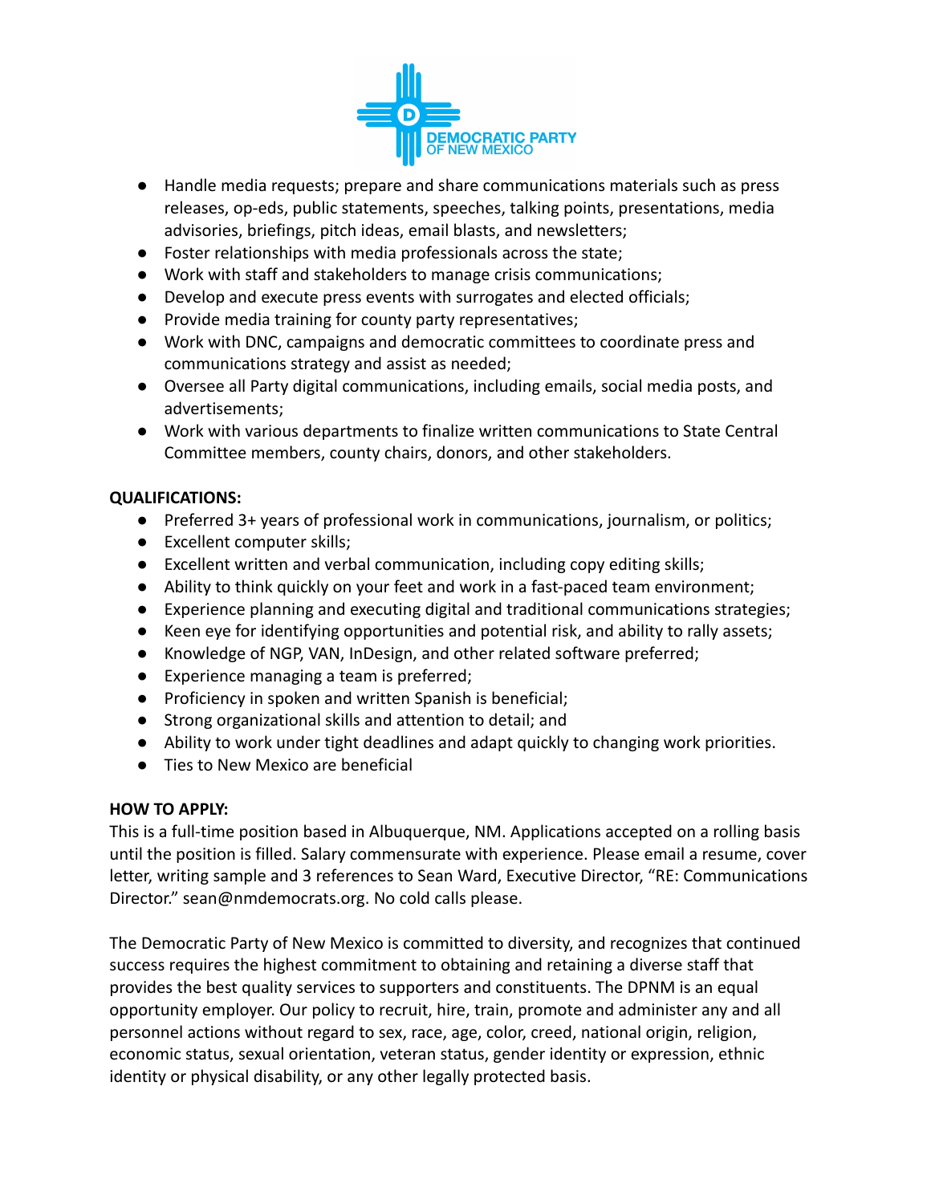- Handle media requests; prepare and share communications materials such as press releases, op-eds, public statements, speeches, talking points, presentations, media advisories, briefings, pitch ideas, email blasts, and newsletters;
- Foster relationships with media professionals across the state;
- Work with staff and stakeholders to manage crisis communications;
- Develop and execute press events with surrogates and elected officials;
- Provide media training for county party representatives;
- Work with DNC, campaigns and democratic committees to coordinate press and communications strategy and assist as needed;
- Oversee all Party digital communications, including emails, social media posts, and advertisements;
- Work with various departments to finalize written communications to State Central Committee members, county chairs, donors, and other stakeholders.

**QUALIFICATIONS:**

- Preferred 3+ years of professional work in communications, journalism, or politics;
- Excellent computer skills;
- Excellent written and verbal communication, including copy editing skills;
- Ability to think quickly on your feet and work in a fast-paced team environment;
- Experience planning and executing digital and traditional communications strategies;
- Keen eye for identifying opportunities and potential risk, and ability to rally assets;
- Knowledge of NGP, VAN, InDesign, and other related software preferred;
- Experience managing a team is preferred;
- Proficiency in spoken and written Spanish is beneficial;
- Strong organizational skills and attention to detail; and
- Ability to work under tight deadlines and adapt quickly to changing work priorities.
- Ties to New Mexico are beneficial

**HOW TO APPLY:**

This is a full-time position based in Albuquerque, NM. Applications accepted on a rolling basis until the position is filled. Salary commensurate with experience. Please email a resume, cover letter, writing sample and 3 references to Sean Ward, Executive Director, "RE: Communications Director." sean@nmdemocrats.org. No cold calls please.

The Democratic Party of New Mexico is committed to diversity, and recognizes that continued success requires the highest commitment to obtaining and retaining a diverse staff that provides the best quality services to supporters and constituents. The DPNM is an equal opportunity employer. Our policy to recruit, hire, train, promote and administer any and all personnel actions without regard to sex, race, age, color, creed, national origin, religion, economic status, sexual orientation, veteran status, gender identity or expression, ethnic identity or physical disability, or any other legally protected basis.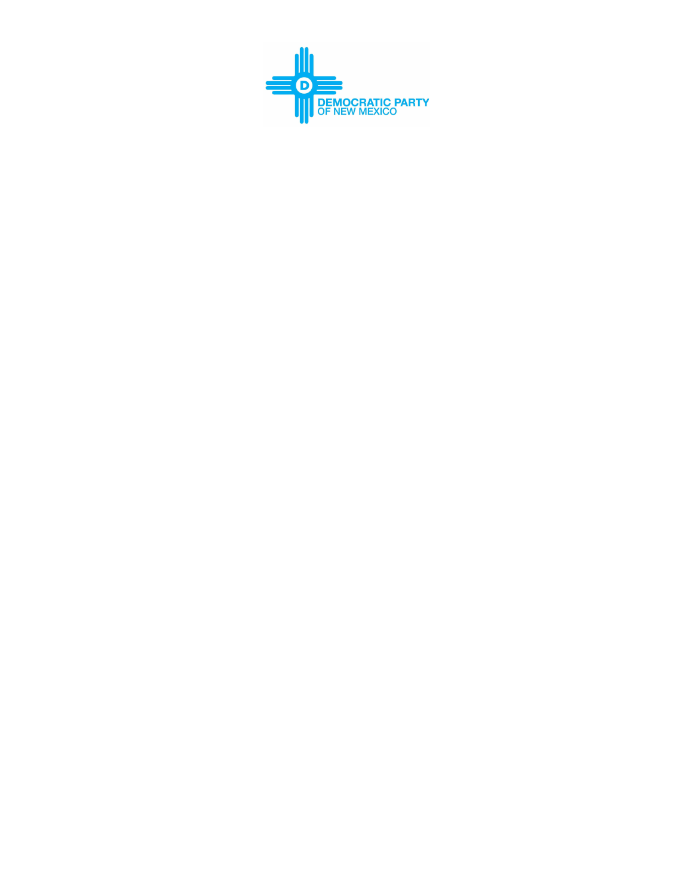DEMOCRATIC PARTY OF NEW MEXICO